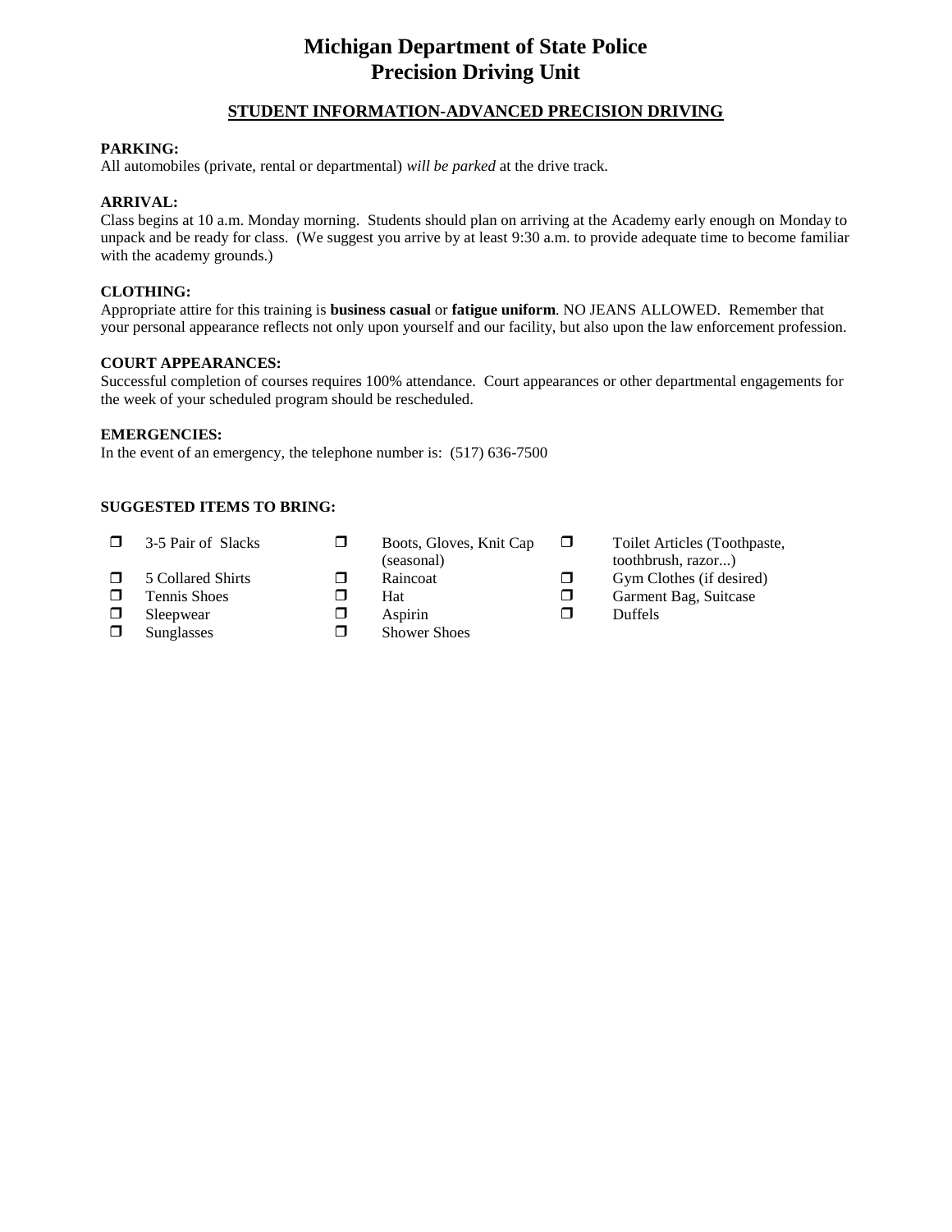# Michigan Department of State Police
# Precision Driving Unit

## STUDENT INFORMATION-ADVANCED PRECISION DRIVING

**PARKING:**
All automobiles (private, rental or departmental) *will be parked* at the drive track.

**ARRIVAL:**
Class begins at 10 a.m. Monday morning. Students should plan on arriving at the Academy early enough on Monday to unpack and be ready for class. (We suggest you arrive by at least 9:30 a.m. to provide adequate time to become familiar with the academy grounds.)

**CLOTHING:**
Appropriate attire for this training is **business casual** or **fatigue uniform**. NO JEANS ALLOWED. Remember that your personal appearance reflects not only upon yourself and our facility, but also upon the law enforcement profession.

**COURT APPEARANCES:**
Successful completion of courses requires 100% attendance. Court appearances or other departmental engagements for the week of your scheduled program should be rescheduled.

**EMERGENCIES:**
In the event of an emergency, the telephone number is: (517) 636-7500

**SUGGESTED ITEMS TO BRING:**

- ❐ 3-5 Pair of Slacks
- ❐ 5 Collared Shirts
- ❐ Tennis Shoes
- ❐ Sleepwear
- ❐ Sunglasses
- ❐ Boots, Gloves, Knit Cap (seasonal)
- ❐ Raincoat
- ❐ Hat
- ❐ Aspirin
- ❐ Shower Shoes
- ❐ Toilet Articles (Toothpaste, toothbrush, razor...)
- ❐ Gym Clothes (if desired)
- ❐ Garment Bag, Suitcase
- ❐ Duffels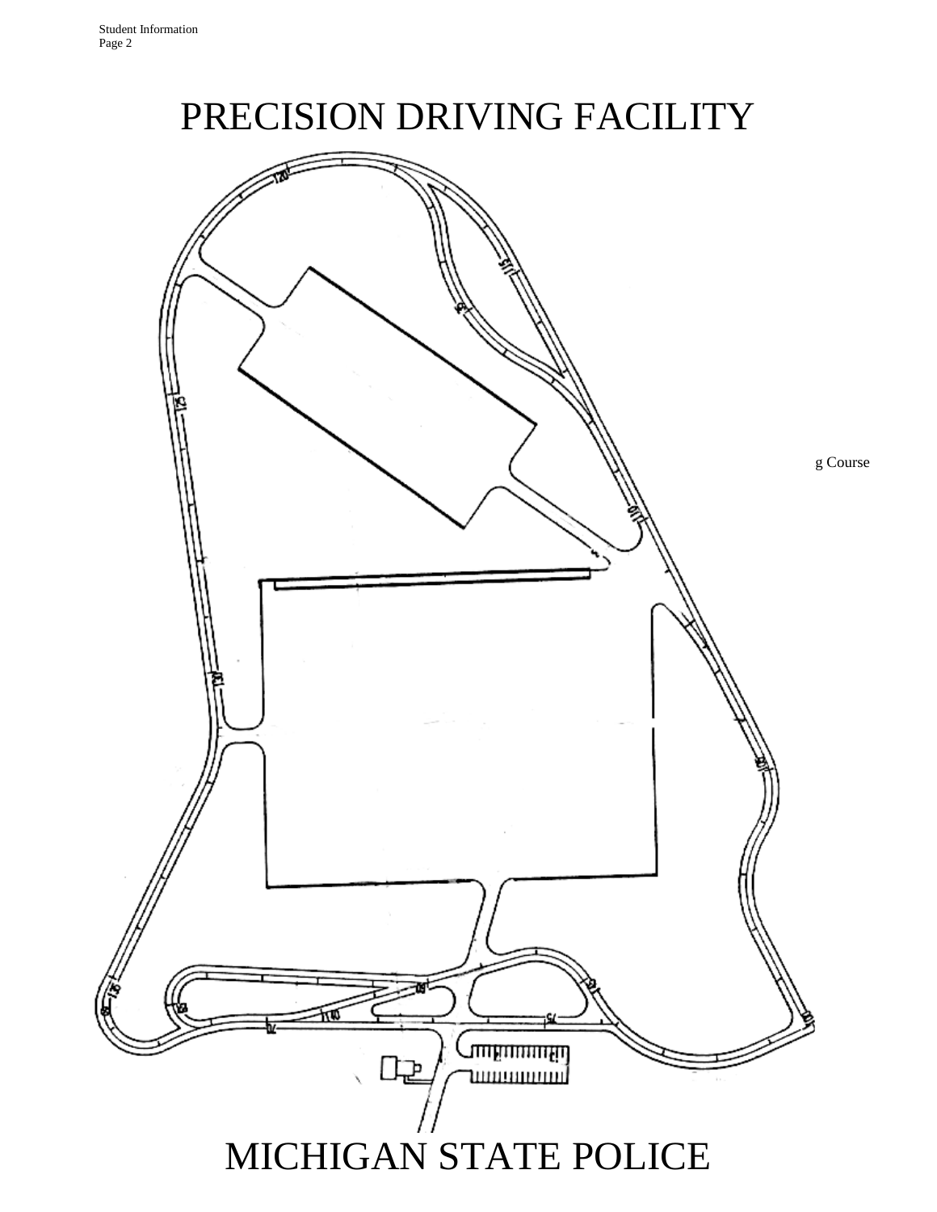# PRECISION DRIVING FACILITY

g Course

# MICHIGAN STATE POLICE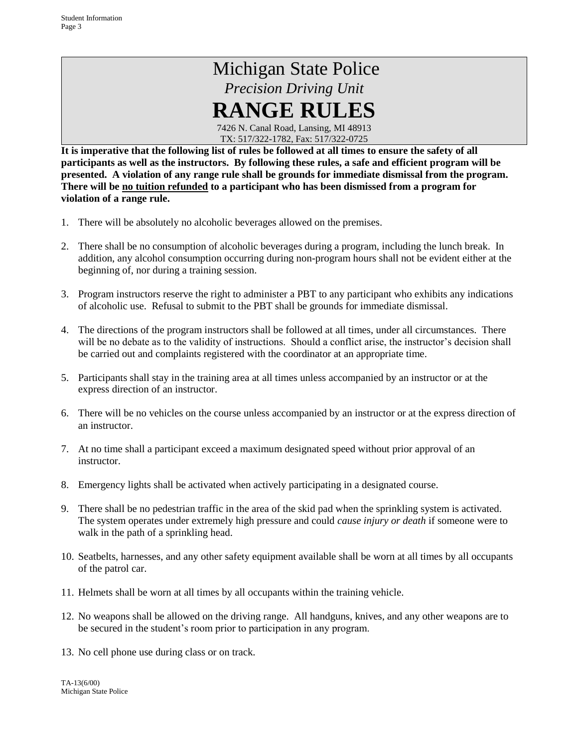# Michigan State Police

*Precision Driving Unit*

# RANGE RULES

7426 N. Canal Road, Lansing, MI 48913
TX: 517/322-1782, Fax: 517/322-0725

**It is imperative that the following list of rules be followed at all times to ensure the safety of all participants as well as the instructors. By following these rules, a safe and efficient program will be presented. A violation of any range rule shall be grounds for immediate dismissal from the program. There will be <u>no tuition refunded</u> to a participant who has been dismissed from a program for violation of a range rule.**

1. There will be absolutely no alcoholic beverages allowed on the premises.

2. There shall be no consumption of alcoholic beverages during a program, including the lunch break. In addition, any alcohol consumption occurring during non-program hours shall not be evident either at the beginning of, nor during a training session.

3. Program instructors reserve the right to administer a PBT to any participant who exhibits any indications of alcoholic use. Refusal to submit to the PBT shall be grounds for immediate dismissal.

4. The directions of the program instructors shall be followed at all times, under all circumstances. There will be no debate as to the validity of instructions. Should a conflict arise, the instructor's decision shall be carried out and complaints registered with the coordinator at an appropriate time.

5. Participants shall stay in the training area at all times unless accompanied by an instructor or at the express direction of an instructor.

6. There will be no vehicles on the course unless accompanied by an instructor or at the express direction of an instructor.

7. At no time shall a participant exceed a maximum designated speed without prior approval of an instructor.

8. Emergency lights shall be activated when actively participating in a designated course.

9. There shall be no pedestrian traffic in the area of the skid pad when the sprinkling system is activated. The system operates under extremely high pressure and could *cause injury or death* if someone were to walk in the path of a sprinkling head.

10. Seatbelts, harnesses, and any other safety equipment available shall be worn at all times by all occupants of the patrol car.

11. Helmets shall be worn at all times by all occupants within the training vehicle.

12. No weapons shall be allowed on the driving range. All handguns, knives, and any other weapons are to be secured in the student's room prior to participation in any program.

13. No cell phone use during class or on track.

TA-13(6/00)
Michigan State Police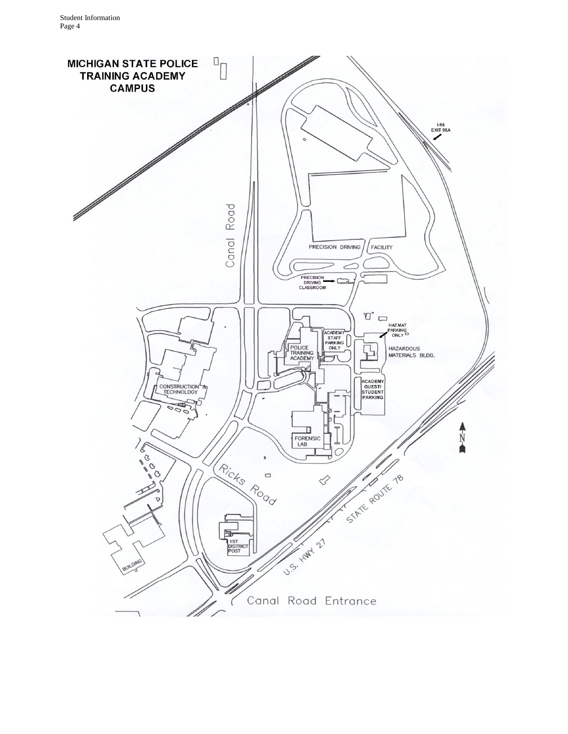# MICHIGAN STATE POLICE TRAINING ACADEMY CAMPUS

I-96 EXIT 98A

Canal Road

PRECISION DRIVING FACILITY

PRECISION DRIVING CLASSROOM

HAZ MAT PARKING ONLY

ACADEMY STAFF PARKING ONLY

POLICE TRAINING ACADEMY

HAZARDOUS MATERIALS BLDG.

CONSTRUCTION & TECHNOLOGY

ACADEMY GUEST/ STUDENT PARKING

FORENSIC LAB

N

Ricks Road

STATE ROUTE 78

1ST DISTRICT POST

U.S. HWY 27

BUILDING

Canal Road Entrance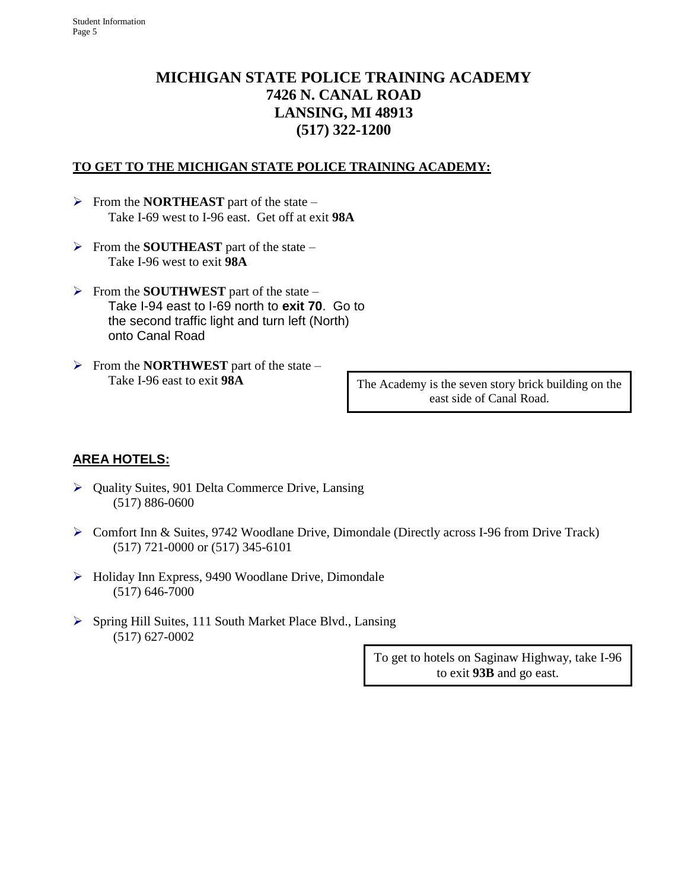# MICHIGAN STATE POLICE TRAINING ACADEMY
# 7426 N. CANAL ROAD
# LANSING, MI 48913
# (517) 322-1200

**TO GET TO THE MICHIGAN STATE POLICE TRAINING ACADEMY:**

- From the **NORTHEAST** part of the state –
  Take I-69 west to I-96 east. Get off at exit **98A**

- From the **SOUTHEAST** part of the state –
  Take I-96 west to exit **98A**

- From the **SOUTHWEST** part of the state –
  Take I-94 east to I-69 north to **exit 70**. Go to the second traffic light and turn left (North) onto Canal Road

- From the **NORTHWEST** part of the state –
  Take I-96 east to exit **98A**

The Academy is the seven story brick building on the east side of Canal Road.

## AREA HOTELS:

- Quality Suites, 901 Delta Commerce Drive, Lansing
  (517) 886-0600

- Comfort Inn & Suites, 9742 Woodlane Drive, Dimondale (Directly across I-96 from Drive Track)
  (517) 721-0000 or (517) 345-6101

- Holiday Inn Express, 9490 Woodlane Drive, Dimondale
  (517) 646-7000

- Spring Hill Suites, 111 South Market Place Blvd., Lansing
  (517) 627-0002

To get to hotels on Saginaw Highway, take I-96 to exit **93B** and go east.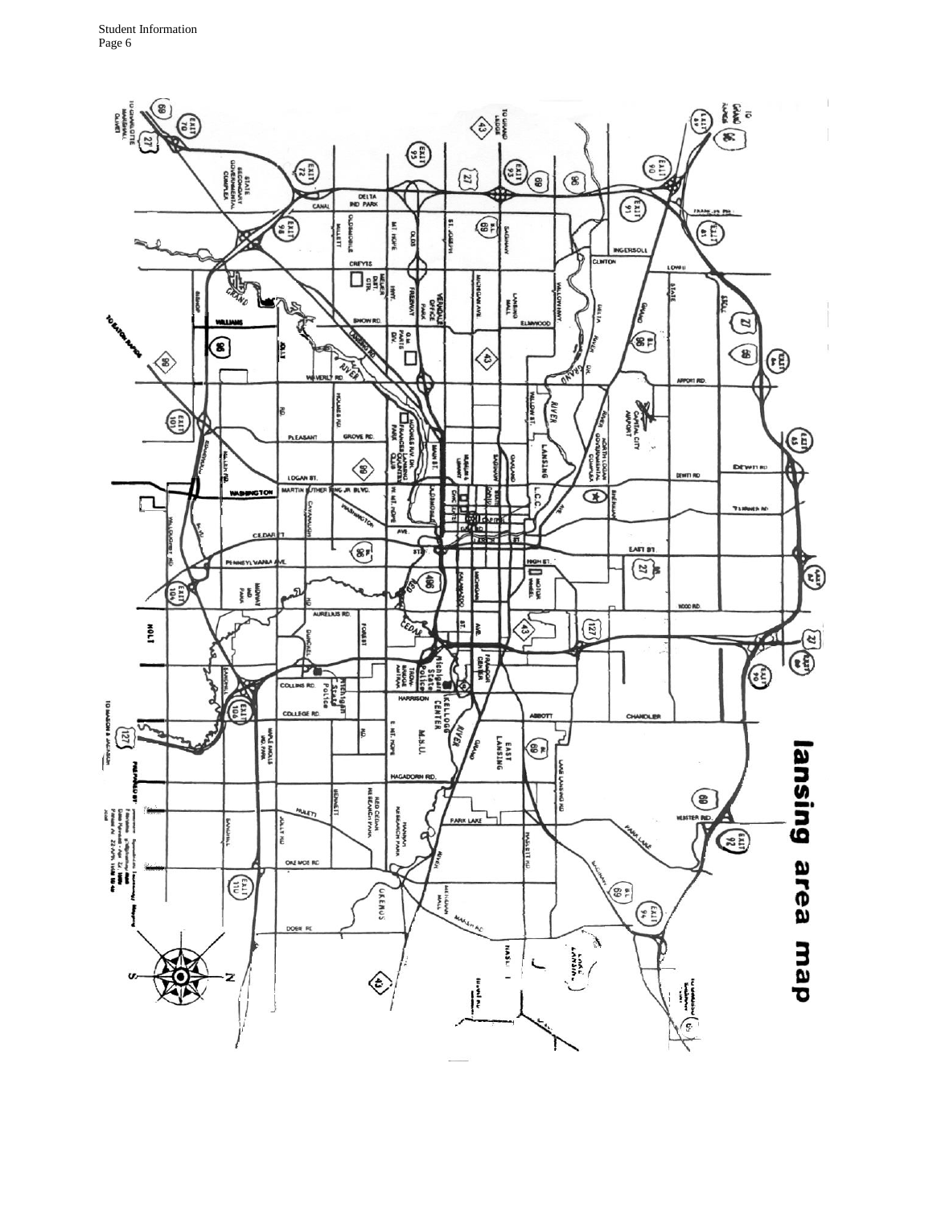# lansing area map